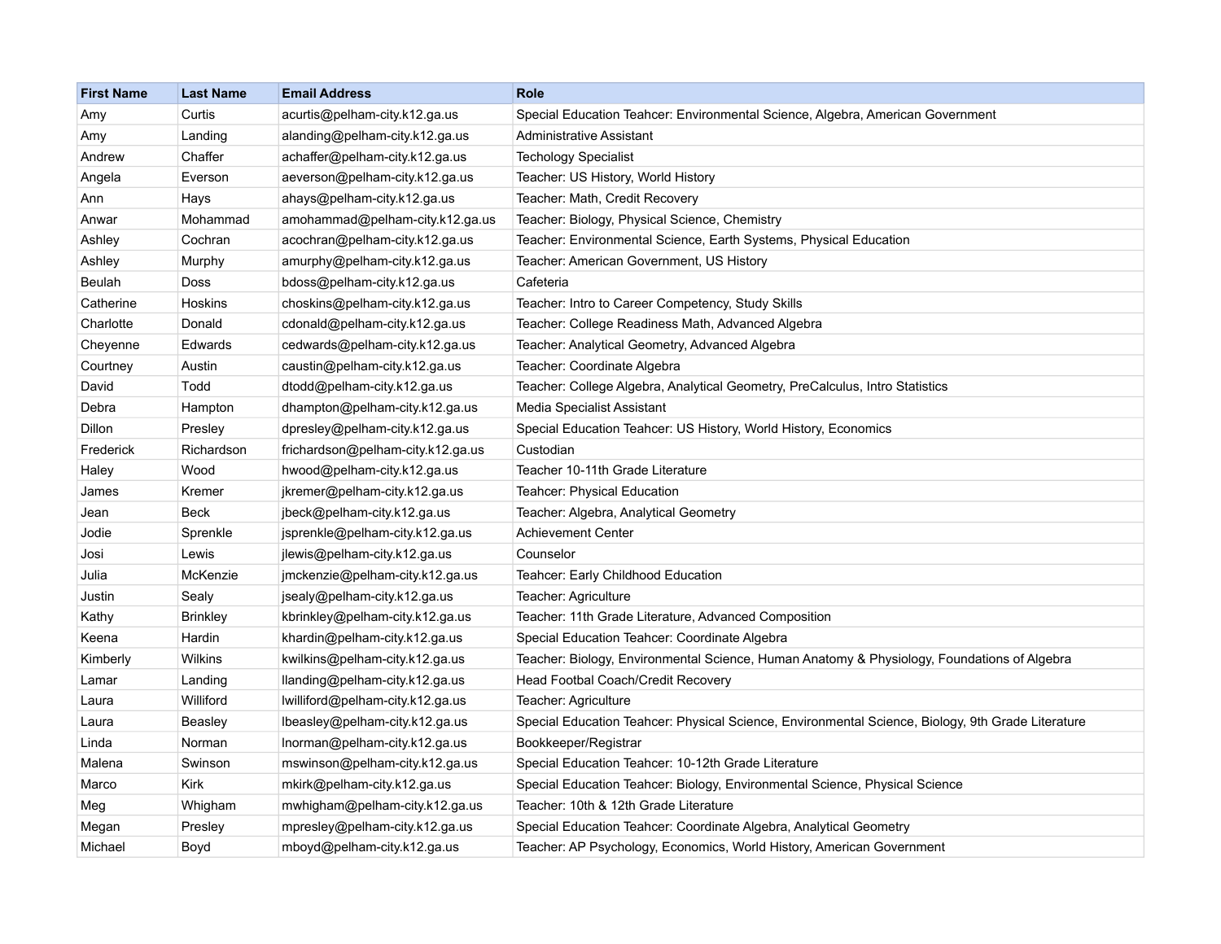| First Name | Last Name | Email Address | Role |
| --- | --- | --- | --- |
| Amy | Curtis | acurtis@pelham-city.k12.ga.us | Special Education Teahcer: Environmental Science, Algebra, American Government |
| Amy | Landing | alanding@pelham-city.k12.ga.us | Administrative Assistant |
| Andrew | Chaffer | achaffer@pelham-city.k12.ga.us | Techology Specialist |
| Angela | Everson | aeverson@pelham-city.k12.ga.us | Teacher: US History, World History |
| Ann | Hays | ahays@pelham-city.k12.ga.us | Teacher: Math, Credit Recovery |
| Anwar | Mohammad | amohammad@pelham-city.k12.ga.us | Teacher: Biology, Physical Science, Chemistry |
| Ashley | Cochran | acochran@pelham-city.k12.ga.us | Teacher: Environmental Science, Earth Systems, Physical Education |
| Ashley | Murphy | amurphy@pelham-city.k12.ga.us | Teacher: American Government, US History |
| Beulah | Doss | bdoss@pelham-city.k12.ga.us | Cafeteria |
| Catherine | Hoskins | choskins@pelham-city.k12.ga.us | Teacher: Intro to Career Competency, Study Skills |
| Charlotte | Donald | cdonald@pelham-city.k12.ga.us | Teacher: College Readiness Math, Advanced Algebra |
| Cheyenne | Edwards | cedwards@pelham-city.k12.ga.us | Teacher: Analytical Geometry, Advanced Algebra |
| Courtney | Austin | caustin@pelham-city.k12.ga.us | Teacher: Coordinate Algebra |
| David | Todd | dtodd@pelham-city.k12.ga.us | Teacher: College Algebra, Analytical Geometry, PreCalculus, Intro Statistics |
| Debra | Hampton | dhampton@pelham-city.k12.ga.us | Media Specialist Assistant |
| Dillon | Presley | dpresley@pelham-city.k12.ga.us | Special Education Teahcer: US History, World History, Economics |
| Frederick | Richardson | frichardson@pelham-city.k12.ga.us | Custodian |
| Haley | Wood | hwood@pelham-city.k12.ga.us | Teacher 10-11th Grade Literature |
| James | Kremer | jkremer@pelham-city.k12.ga.us | Teahcer: Physical Education |
| Jean | Beck | jbeck@pelham-city.k12.ga.us | Teacher: Algebra, Analytical Geometry |
| Jodie | Sprenkle | jsprenkle@pelham-city.k12.ga.us | Achievement Center |
| Josi | Lewis | jlewis@pelham-city.k12.ga.us | Counselor |
| Julia | McKenzie | jmckenzie@pelham-city.k12.ga.us | Teahcer: Early Childhood Education |
| Justin | Sealy | jsealy@pelham-city.k12.ga.us | Teacher: Agriculture |
| Kathy | Brinkley | kbrinkley@pelham-city.k12.ga.us | Teacher: 11th Grade Literature, Advanced Composition |
| Keena | Hardin | khardin@pelham-city.k12.ga.us | Special Education Teahcer: Coordinate Algebra |
| Kimberly | Wilkins | kwilkins@pelham-city.k12.ga.us | Teacher: Biology, Environmental Science, Human Anatomy & Physiology, Foundations of Algebra |
| Lamar | Landing | llanding@pelham-city.k12.ga.us | Head Footbal Coach/Credit Recovery |
| Laura | Williford | lwilliford@pelham-city.k12.ga.us | Teacher: Agriculture |
| Laura | Beasley | lbeasley@pelham-city.k12.ga.us | Special Education Teahcer: Physical Science, Environmental Science, Biology, 9th Grade Literature |
| Linda | Norman | lnorman@pelham-city.k12.ga.us | Bookkeeper/Registrar |
| Malena | Swinson | mswinson@pelham-city.k12.ga.us | Special Education Teahcer: 10-12th Grade Literature |
| Marco | Kirk | mkirk@pelham-city.k12.ga.us | Special Education Teahcer: Biology, Environmental Science, Physical Science |
| Meg | Whigham | mwhigham@pelham-city.k12.ga.us | Teacher: 10th & 12th Grade Literature |
| Megan | Presley | mpresley@pelham-city.k12.ga.us | Special Education Teahcer: Coordinate Algebra, Analytical Geometry |
| Michael | Boyd | mboyd@pelham-city.k12.ga.us | Teacher: AP Psychology, Economics, World History, American Government |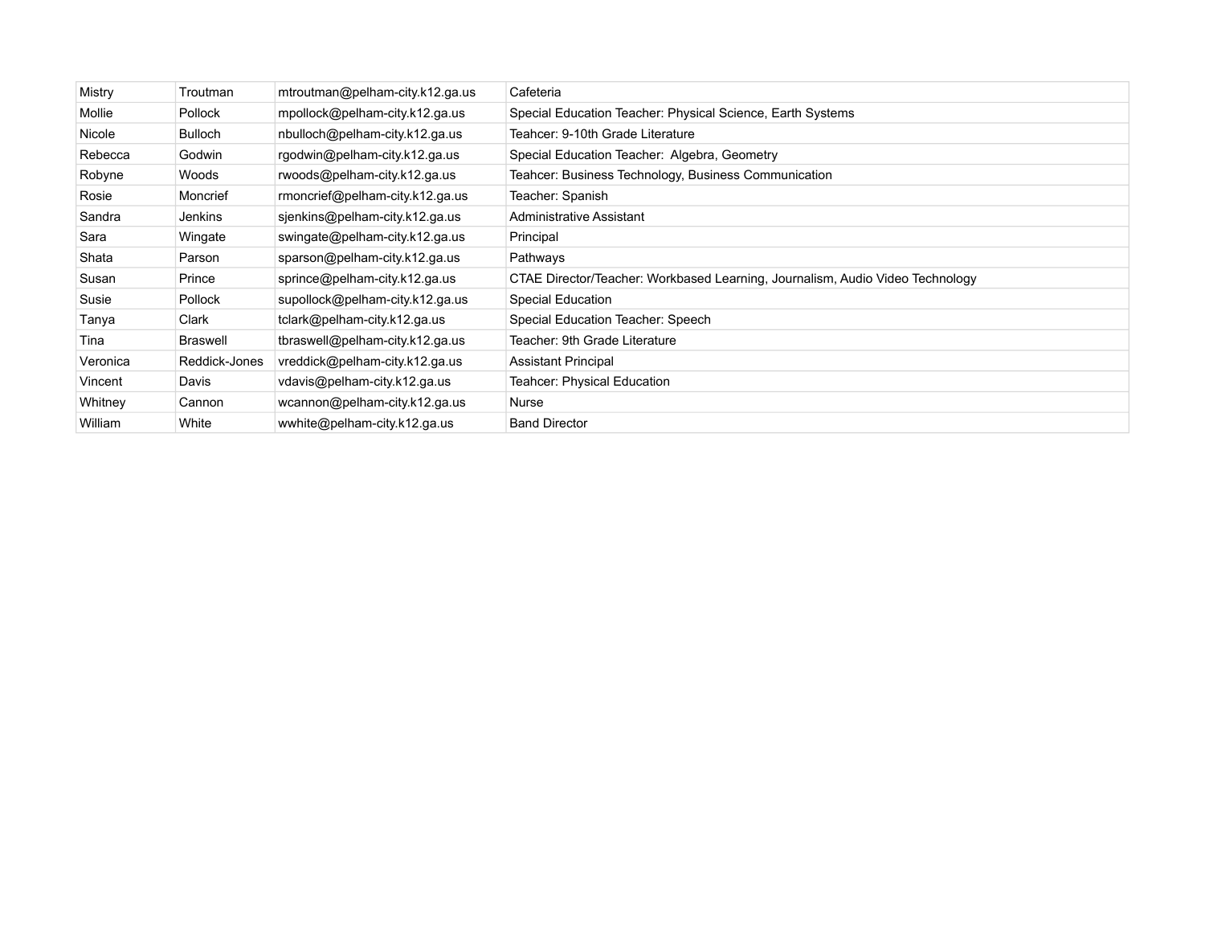| | | | |
|---|---|---|---|
| Mistry | Troutman | mtroutman@pelham-city.k12.ga.us | Cafeteria |
| Mollie | Pollock | mpollock@pelham-city.k12.ga.us | Special Education Teacher: Physical Science, Earth Systems |
| Nicole | Bulloch | nbulloch@pelham-city.k12.ga.us | Teahcer: 9-10th Grade Literature |
| Rebecca | Godwin | rgodwin@pelham-city.k12.ga.us | Special Education Teacher:  Algebra, Geometry |
| Robyne | Woods | rwoods@pelham-city.k12.ga.us | Teahcer: Business Technology, Business Communication |
| Rosie | Moncrief | rmoncrief@pelham-city.k12.ga.us | Teacher: Spanish |
| Sandra | Jenkins | sjenkins@pelham-city.k12.ga.us | Administrative Assistant |
| Sara | Wingate | swingate@pelham-city.k12.ga.us | Principal |
| Shata | Parson | sparson@pelham-city.k12.ga.us | Pathways |
| Susan | Prince | sprince@pelham-city.k12.ga.us | CTAE Director/Teacher: Workbased Learning, Journalism, Audio Video Technology |
| Susie | Pollock | supollock@pelham-city.k12.ga.us | Special Education |
| Tanya | Clark | tclark@pelham-city.k12.ga.us | Special Education Teacher: Speech |
| Tina | Braswell | tbraswell@pelham-city.k12.ga.us | Teacher: 9th Grade Literature |
| Veronica | Reddick-Jones | vreddick@pelham-city.k12.ga.us | Assistant Principal |
| Vincent | Davis | vdavis@pelham-city.k12.ga.us | Teahcer: Physical Education |
| Whitney | Cannon | wcannon@pelham-city.k12.ga.us | Nurse |
| William | White | wwhite@pelham-city.k12.ga.us | Band Director |